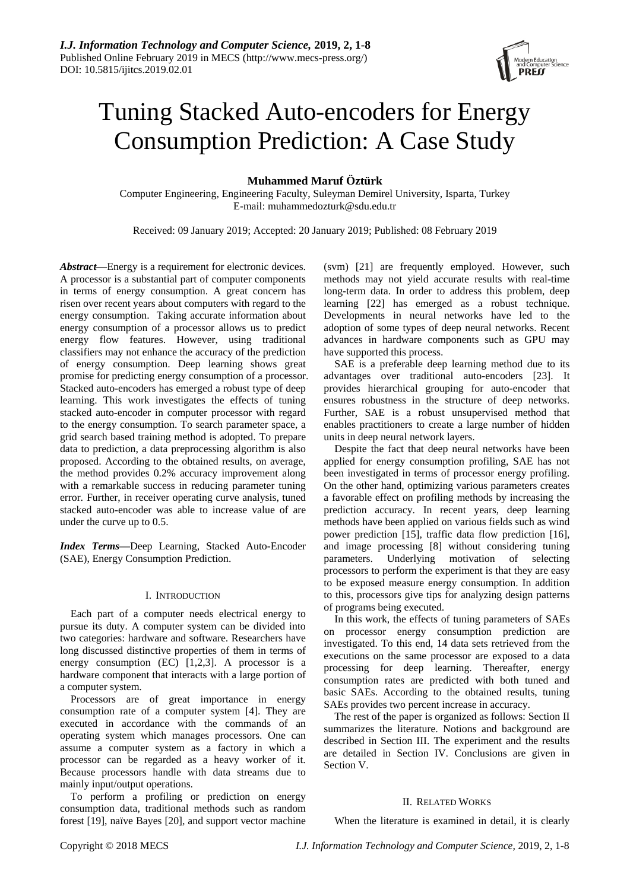# Tuning Stacked Auto-encoders for Energy Consumption Prediction: A Case Study

**Muhammed Maruf Öztürk**

Computer Engineering, Engineering Faculty, Suleyman Demirel University, Isparta, Turkey
E-mail: muhammedozturk@sdu.edu.tr

Received: 09 January 2019; Accepted: 20 January 2019; Published: 08 February 2019

***Abstract*—**Energy is a requirement for electronic devices. A processor is a substantial part of computer components in terms of energy consumption. A great concern has risen over recent years about computers with regard to the energy consumption. Taking accurate information about energy consumption of a processor allows us to predict energy flow features. However, using traditional classifiers may not enhance the accuracy of the prediction of energy consumption. Deep learning shows great promise for predicting energy consumption of a processor. Stacked auto-encoders has emerged a robust type of deep learning. This work investigates the effects of tuning stacked auto-encoder in computer processor with regard to the energy consumption. To search parameter space, a grid search based training method is adopted. To prepare data to prediction, a data preprocessing algorithm is also proposed. According to the obtained results, on average, the method provides 0.2% accuracy improvement along with a remarkable success in reducing parameter tuning error. Further, in receiver operating curve analysis, tuned stacked auto-encoder was able to increase value of are under the curve up to 0.5.

***Index Terms*—**Deep Learning, Stacked Auto-Encoder (SAE), Energy Consumption Prediction.

## I. Introduction

Each part of a computer needs electrical energy to pursue its duty. A computer system can be divided into two categories: hardware and software. Researchers have long discussed distinctive properties of them in terms of energy consumption (EC) [1,2,3]. A processor is a hardware component that interacts with a large portion of a computer system.

Processors are of great importance in energy consumption rate of a computer system [4]. They are executed in accordance with the commands of an operating system which manages processors. One can assume a computer system as a factory in which a processor can be regarded as a heavy worker of it. Because processors handle with data streams due to mainly input/output operations.

To perform a profiling or prediction on energy consumption data, traditional methods such as random forest [19], naïve Bayes [20], and support vector machine (svm) [21] are frequently employed. However, such methods may not yield accurate results with real-time long-term data. In order to address this problem, deep learning [22] has emerged as a robust technique. Developments in neural networks have led to the adoption of some types of deep neural networks. Recent advances in hardware components such as GPU may have supported this process.

SAE is a preferable deep learning method due to its advantages over traditional auto-encoders [23]. It provides hierarchical grouping for auto-encoder that ensures robustness in the structure of deep networks. Further, SAE is a robust unsupervised method that enables practitioners to create a large number of hidden units in deep neural network layers.

Despite the fact that deep neural networks have been applied for energy consumption profiling, SAE has not been investigated in terms of processor energy profiling. On the other hand, optimizing various parameters creates a favorable effect on profiling methods by increasing the prediction accuracy. In recent years, deep learning methods have been applied on various fields such as wind power prediction [15], traffic data flow prediction [16], and image processing [8] without considering tuning parameters. Underlying motivation of selecting processors to perform the experiment is that they are easy to be exposed measure energy consumption. In addition to this, processors give tips for analyzing design patterns of programs being executed.

In this work, the effects of tuning parameters of SAEs on processor energy consumption prediction are investigated. To this end, 14 data sets retrieved from the executions on the same processor are exposed to a data processing for deep learning. Thereafter, energy consumption rates are predicted with both tuned and basic SAEs. According to the obtained results, tuning SAEs provides two percent increase in accuracy.

The rest of the paper is organized as follows: Section II summarizes the literature. Notions and background are described in Section III. The experiment and the results are detailed in Section IV. Conclusions are given in Section V.

## II. Related Works

When the literature is examined in detail, it is clearly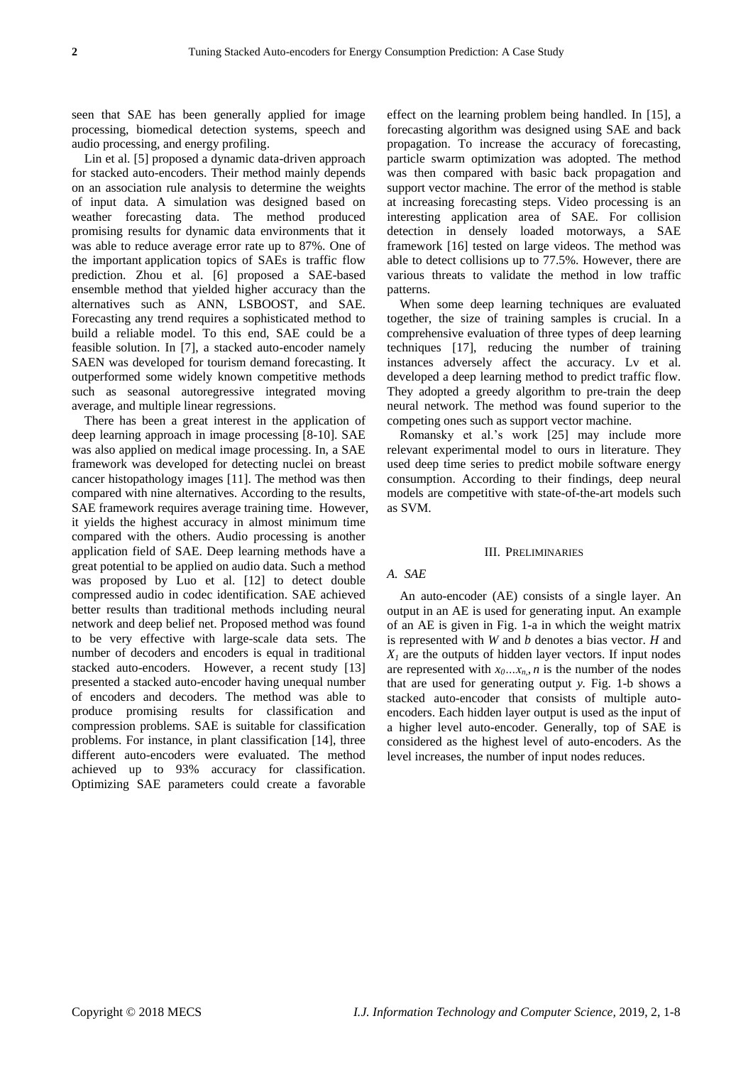seen that SAE has been generally applied for image processing, biomedical detection systems, speech and audio processing, and energy profiling.

Lin et al. [5] proposed a dynamic data-driven approach for stacked auto-encoders. Their method mainly depends on an association rule analysis to determine the weights of input data. A simulation was designed based on weather forecasting data. The method produced promising results for dynamic data environments that it was able to reduce average error rate up to 87%. One of the important application topics of SAEs is traffic flow prediction. Zhou et al. [6] proposed a SAE-based ensemble method that yielded higher accuracy than the alternatives such as ANN, LSBOOST, and SAE. Forecasting any trend requires a sophisticated method to build a reliable model. To this end, SAE could be a feasible solution. In [7], a stacked auto-encoder namely SAEN was developed for tourism demand forecasting. It outperformed some widely known competitive methods such as seasonal autoregressive integrated moving average, and multiple linear regressions.

There has been a great interest in the application of deep learning approach in image processing [8-10]. SAE was also applied on medical image processing. In, a SAE framework was developed for detecting nuclei on breast cancer histopathology images [11]. The method was then compared with nine alternatives. According to the results, SAE framework requires average training time. However, it yields the highest accuracy in almost minimum time compared with the others. Audio processing is another application field of SAE. Deep learning methods have a great potential to be applied on audio data. Such a method was proposed by Luo et al. [12] to detect double compressed audio in codec identification. SAE achieved better results than traditional methods including neural network and deep belief net. Proposed method was found to be very effective with large-scale data sets. The number of decoders and encoders is equal in traditional stacked auto-encoders. However, a recent study [13] presented a stacked auto-encoder having unequal number of encoders and decoders. The method was able to produce promising results for classification and compression problems. SAE is suitable for classification problems. For instance, in plant classification [14], three different auto-encoders were evaluated. The method achieved up to 93% accuracy for classification. Optimizing SAE parameters could create a favorable effect on the learning problem being handled. In [15], a forecasting algorithm was designed using SAE and back propagation. To increase the accuracy of forecasting, particle swarm optimization was adopted. The method was then compared with basic back propagation and support vector machine. The error of the method is stable at increasing forecasting steps. Video processing is an interesting application area of SAE. For collision detection in densely loaded motorways, a SAE framework [16] tested on large videos. The method was able to detect collisions up to 77.5%. However, there are various threats to validate the method in low traffic patterns.

When some deep learning techniques are evaluated together, the size of training samples is crucial. In a comprehensive evaluation of three types of deep learning techniques [17], reducing the number of training instances adversely affect the accuracy. Lv et al. developed a deep learning method to predict traffic flow. They adopted a greedy algorithm to pre-train the deep neural network. The method was found superior to the competing ones such as support vector machine.

Romansky et al.'s work [25] may include more relevant experimental model to ours in literature. They used deep time series to predict mobile software energy consumption. According to their findings, deep neural models are competitive with state-of-the-art models such as SVM.

## III. Preliminaries

### A. SAE

An auto-encoder (AE) consists of a single layer. An output in an AE is used for generating input. An example of an AE is given in Fig. 1-a in which the weight matrix is represented with $W$ and $b$ denotes a bias vector. $H$ and $X_1$ are the outputs of hidden layer vectors. If input nodes are represented with $x_0...x_n$, $n$ is the number of the nodes that are used for generating output $y$. Fig. 1-b shows a stacked auto-encoder that consists of multiple auto-encoders. Each hidden layer output is used as the input of a higher level auto-encoder. Generally, top of SAE is considered as the highest level of auto-encoders. As the level increases, the number of input nodes reduces.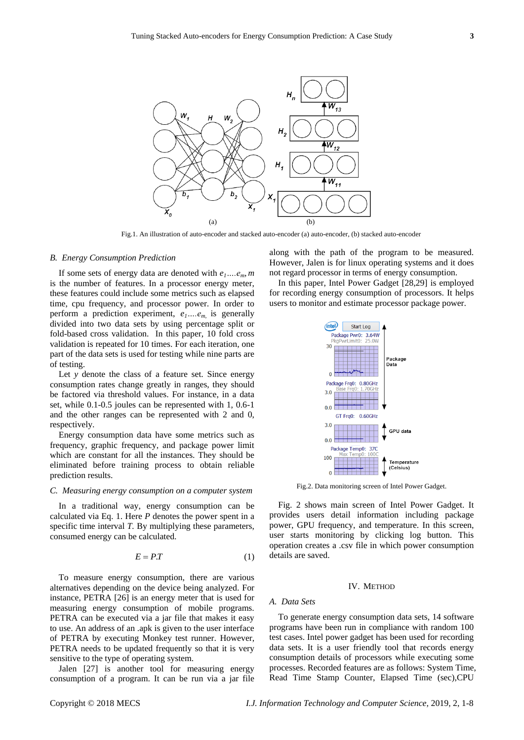Fig.1. An illustration of auto-encoder and stacked auto-encoder (a) auto-encoder, (b) stacked auto-encoder

### B. Energy Consumption Prediction

If some sets of energy data are denoted with $e_1 \ldots e_m$, $m$ is the number of features. In a processor energy meter, these features could include some metrics such as elapsed time, cpu frequency, and processor power. In order to perform a prediction experiment, $e_1 \ldots e_m$, is generally divided into two data sets by using percentage split or fold-based cross validation. In this paper, 10 fold cross validation is repeated for 10 times. For each iteration, one part of the data sets is used for testing while nine parts are of testing.

Let $y$ denote the class of a feature set. Since energy consumption rates change greatly in ranges, they should be factored via threshold values. For instance, in a data set, while 0.1-0.5 joules can be represented with 1, 0.6-1 and the other ranges can be represented with 2 and 0, respectively.

Energy consumption data have some metrics such as frequency, graphic frequency, and package power limit which are constant for all the instances. They should be eliminated before training process to obtain reliable prediction results.

### C. Measuring energy consumption on a computer system

In a traditional way, energy consumption can be calculated via Eq. 1. Here $P$ denotes the power spent in a specific time interval $T$. By multiplying these parameters, consumed energy can be calculated.

$$E = P.T \tag{1}$$

To measure energy consumption, there are various alternatives depending on the device being analyzed. For instance, PETRA [26] is an energy meter that is used for measuring energy consumption of mobile programs. PETRA can be executed via a jar file that makes it easy to use. An address of an .apk is given to the user interface of PETRA by executing Monkey test runner. However, PETRA needs to be updated frequently so that it is very sensitive to the type of operating system.

Jalen [27] is another tool for measuring energy consumption of a program. It can be run via a jar file along with the path of the program to be measured. However, Jalen is for linux operating systems and it does not regard processor in terms of energy consumption.

In this paper, Intel Power Gadget [28,29] is employed for recording energy consumption of processors. It helps users to monitor and estimate processor package power.

Fig.2. Data monitoring screen of Intel Power Gadget.

Fig. 2 shows main screen of Intel Power Gadget. It provides users detail information including package power, GPU frequency, and temperature. In this screen, user starts monitoring by clicking log button. This operation creates a .csv file in which power consumption details are saved.

## IV. Method

### A. Data Sets

To generate energy consumption data sets, 14 software programs have been run in compliance with random 100 test cases. Intel power gadget has been used for recording data sets. It is a user friendly tool that records energy consumption details of processors while executing some processes. Recorded features are as follows: System Time, Read Time Stamp Counter, Elapsed Time (sec),CPU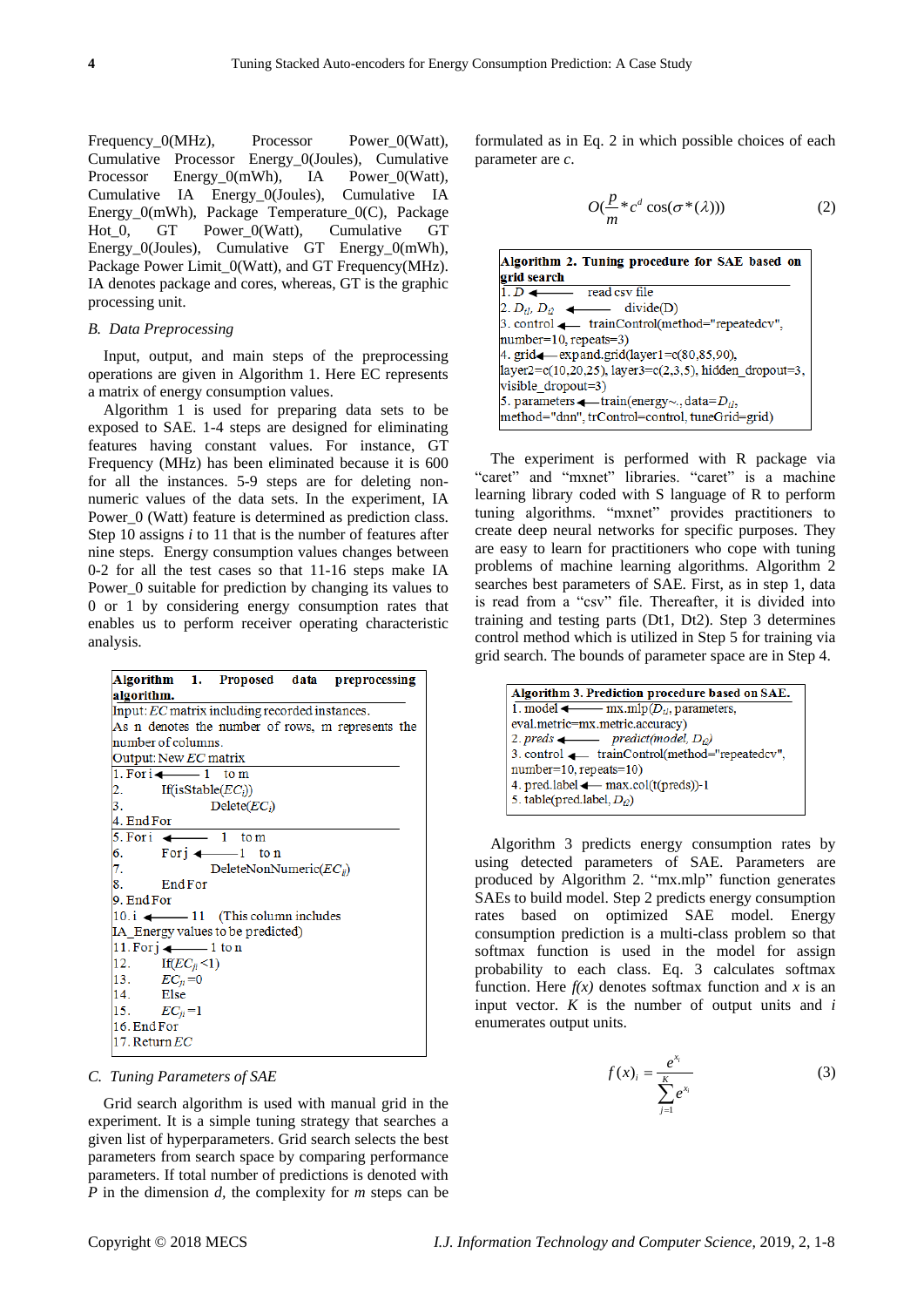Frequency_0(MHz), Processor Power_0(Watt), Cumulative Processor Energy_0(Joules), Cumulative Processor Energy_0(mWh), IA Power_0(Watt), Cumulative IA Energy_0(Joules), Cumulative IA Energy_0(mWh), Package Temperature_0(C), Package Hot_0, GT Power_0(Watt), Cumulative GT Energy_0(Joules), Cumulative GT Energy_0(mWh), Package Power Limit_0(Watt), and GT Frequency(MHz). IA denotes package and cores, whereas, GT is the graphic processing unit.

### B. Data Preprocessing

Input, output, and main steps of the preprocessing operations are given in Algorithm 1. Here EC represents a matrix of energy consumption values.

Algorithm 1 is used for preparing data sets to be exposed to SAE. 1-4 steps are designed for eliminating features having constant values. For instance, GT Frequency (MHz) feature has been eliminated because it is 600 for all the instances. 5-9 steps are for deleting non-numeric values of the data sets. In the experiment, IA Power_0 (Watt) feature is determined as prediction class. Step 10 assigns *i* to 11 that is the number of features after nine steps. Energy consumption values changes between 0-2 for all the test cases so that 11-16 steps make IA Power_0 suitable for prediction by changing its values to 0 or 1 by considering energy consumption rates that enables us to perform receiver operating characteristic analysis.

```
Algorithm 1. Proposed data preprocessing algorithm.
Input: EC matrix including recorded instances.
As n denotes the number of rows, m represents the number of columns.
Output: New EC matrix
1. For i ⟵ 1 to m
2.     If(isStable(EC_i))
3.         Delete(EC_i)
4. End For
5. For i ⟵ 1 to m
6.     For j ⟵ 1 to n
7.         DeleteNonNumeric(EC_ij)
8.     End For
9. End For
10. i ⟵ 11 (This column includes IA_Energy values to be predicted)
11. For j ⟵ 1 to n
12.     If(EC_ji <1)
13.         EC_ji =0
14.     Else
15.         EC_ji =1
16. End For
17. Return EC
```

### C. Tuning Parameters of SAE

Grid search algorithm is used with manual grid in the experiment. It is a simple tuning strategy that searches a given list of hyperparameters. Grid search selects the best parameters from search space by comparing performance parameters. If total number of predictions is denoted with *P* in the dimension *d*, the complexity for *m* steps can be formulated as in Eq. 2 in which possible choices of each parameter are *c*.

$$O(\frac{p}{m} * c^d \cos(\sigma * (\lambda))) \tag{2}$$

```
Algorithm 2. Tuning procedure for SAE based on grid search
1. D ⟵ read csv file
2. D_t1, D_t2 ⟵ divide(D)
3. control ⟵ trainControl(method="repeatedcv", number=10, repeats=3)
4. grid ⟵ expand.grid(layer1=c(80,85,90), layer2=c(10,20,25), layer3=c(2,3,5), hidden_dropout=3, visible_dropout=3)
5. parameters ⟵ train(energy~., data=D_t1, method="dnn", trControl=control, tuneGrid=grid)
```

The experiment is performed with R package via “caret” and “mxnet” libraries. “caret” is a machine learning library coded with S language of R to perform tuning algorithms. “mxnet” provides practitioners to create deep neural networks for specific purposes. They are easy to learn for practitioners who cope with tuning problems of machine learning algorithms. Algorithm 2 searches best parameters of SAE. First, as in step 1, data is read from a “csv” file. Thereafter, it is divided into training and testing parts (Dt1, Dt2). Step 3 determines control method which is utilized in Step 5 for training via grid search. The bounds of parameter space are in Step 4.

```
Algorithm 3. Prediction procedure based on SAE.
1. model ⟵ mx.mlp(D_t1, parameters, eval.metric=mx.metric.accuracy)
2. preds ⟵ predict(model, D_t2)
3. control ⟵ trainControl(method="repeatedcv", number=10, repeats=10)
4. pred.label ⟵ max.col(t(preds))-1
5. table(pred.label, D_t2)
```

Algorithm 3 predicts energy consumption rates by using detected parameters of SAE. Parameters are produced by Algorithm 2. “mx.mlp” function generates SAEs to build model. Step 2 predicts energy consumption rates based on optimized SAE model. Energy consumption prediction is a multi-class problem so that softmax function is used in the model for assign probability to each class. Eq. 3 calculates softmax function. Here *f(x)* denotes softmax function and *x* is an input vector. *K* is the number of output units and *i* enumerates output units.

$$f(x)_i = \frac{e^{x_i}}{\sum_{j=1}^{K} e^{x_j}} \tag{3}$$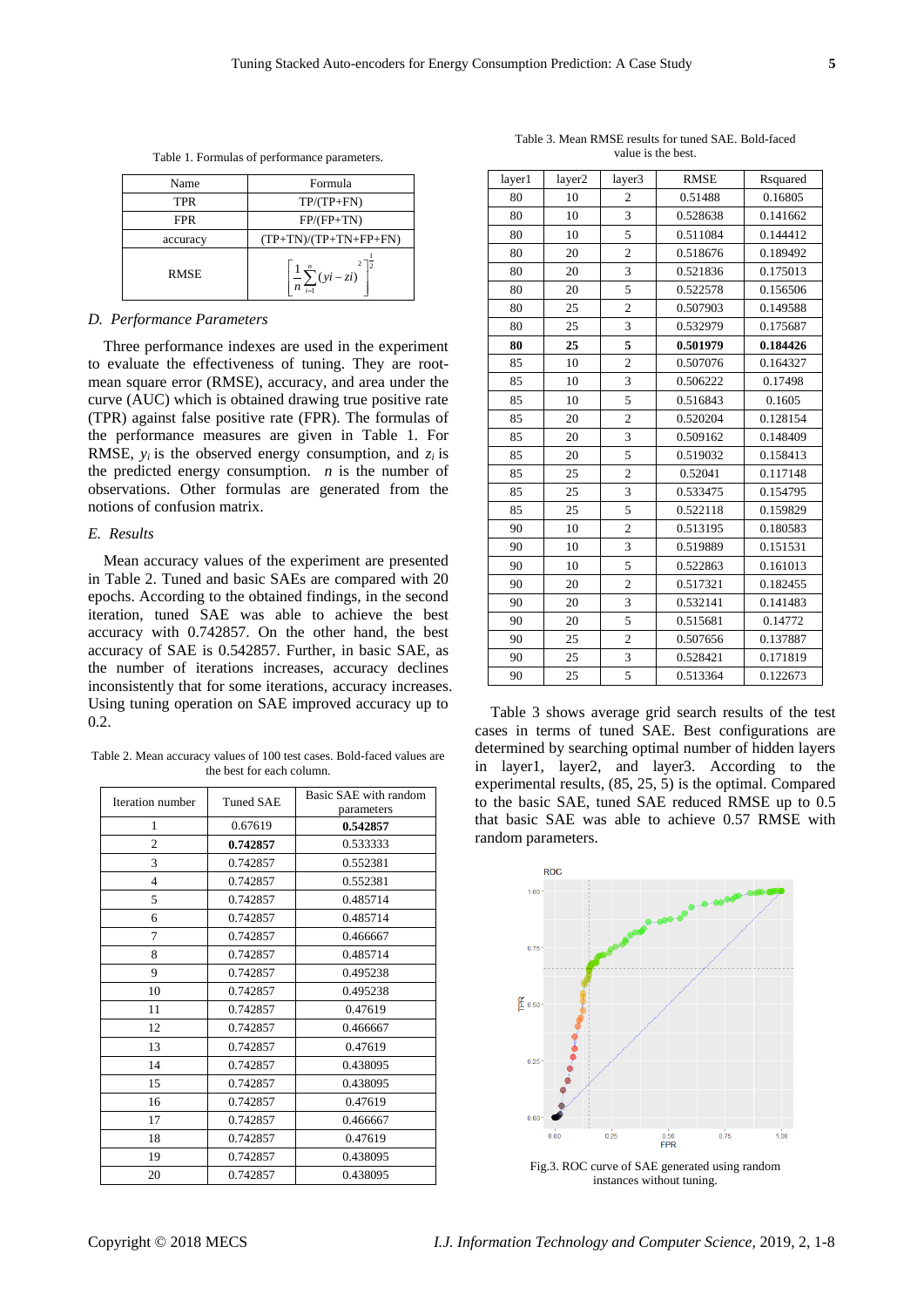Table 1. Formulas of performance parameters.

| Name | Formula |
|---|---|
| TPR | TP/(TP+FN) |
| FPR | FP/(FP+TN) |
| accuracy | (TP+TN)/(TP+TN+FP+FN) |
| RMSE | $\left[\frac{1}{n}\sum_{i=1}^{n}(yi-zi)^2\right]^{\frac{1}{2}}$ |

### D. Performance Parameters

Three performance indexes are used in the experiment to evaluate the effectiveness of tuning. They are root-mean square error (RMSE), accuracy, and area under the curve (AUC) which is obtained drawing true positive rate (TPR) against false positive rate (FPR). The formulas of the performance measures are given in Table 1. For RMSE, $y_i$ is the observed energy consumption, and $z_i$ is the predicted energy consumption. $n$ is the number of observations. Other formulas are generated from the notions of confusion matrix.

### E. Results

Mean accuracy values of the experiment are presented in Table 2. Tuned and basic SAEs are compared with 20 epochs. According to the obtained findings, in the second iteration, tuned SAE was able to achieve the best accuracy with 0.742857. On the other hand, the best accuracy of SAE is 0.542857. Further, in basic SAE, as the number of iterations increases, accuracy declines inconsistently that for some iterations, accuracy increases. Using tuning operation on SAE improved accuracy up to 0.2.

Table 2. Mean accuracy values of 100 test cases. Bold-faced values are the best for each column.

| Iteration number | Tuned SAE | Basic SAE with random parameters |
|---|---|---|
| 1 | 0.67619 | **0.542857** |
| 2 | **0.742857** | 0.533333 |
| 3 | 0.742857 | 0.552381 |
| 4 | 0.742857 | 0.552381 |
| 5 | 0.742857 | 0.485714 |
| 6 | 0.742857 | 0.485714 |
| 7 | 0.742857 | 0.466667 |
| 8 | 0.742857 | 0.485714 |
| 9 | 0.742857 | 0.495238 |
| 10 | 0.742857 | 0.495238 |
| 11 | 0.742857 | 0.47619 |
| 12 | 0.742857 | 0.466667 |
| 13 | 0.742857 | 0.47619 |
| 14 | 0.742857 | 0.438095 |
| 15 | 0.742857 | 0.438095 |
| 16 | 0.742857 | 0.47619 |
| 17 | 0.742857 | 0.466667 |
| 18 | 0.742857 | 0.47619 |
| 19 | 0.742857 | 0.438095 |
| 20 | 0.742857 | 0.438095 |

Table 3. Mean RMSE results for tuned SAE. Bold-faced value is the best.

| layer1 | layer2 | layer3 | RMSE | Rsquared |
|---|---|---|---|---|
| 80 | 10 | 2 | 0.51488 | 0.16805 |
| 80 | 10 | 3 | 0.528638 | 0.141662 |
| 80 | 10 | 5 | 0.511084 | 0.144412 |
| 80 | 20 | 2 | 0.518676 | 0.189492 |
| 80 | 20 | 3 | 0.521836 | 0.175013 |
| 80 | 20 | 5 | 0.522578 | 0.156506 |
| 80 | 25 | 2 | 0.507903 | 0.149588 |
| 80 | 25 | 3 | 0.532979 | 0.175687 |
| **80** | **25** | **5** | **0.501979** | **0.184426** |
| 85 | 10 | 2 | 0.507076 | 0.164327 |
| 85 | 10 | 3 | 0.506222 | 0.17498 |
| 85 | 10 | 5 | 0.516843 | 0.1605 |
| 85 | 20 | 2 | 0.520204 | 0.128154 |
| 85 | 20 | 3 | 0.509162 | 0.148409 |
| 85 | 20 | 5 | 0.519032 | 0.158413 |
| 85 | 25 | 2 | 0.52041 | 0.117148 |
| 85 | 25 | 3 | 0.533475 | 0.154795 |
| 85 | 25 | 5 | 0.522118 | 0.159829 |
| 90 | 10 | 2 | 0.513195 | 0.180583 |
| 90 | 10 | 3 | 0.519889 | 0.151531 |
| 90 | 10 | 5 | 0.522863 | 0.161013 |
| 90 | 20 | 2 | 0.517321 | 0.182455 |
| 90 | 20 | 3 | 0.532141 | 0.141483 |
| 90 | 20 | 5 | 0.515681 | 0.14772 |
| 90 | 25 | 2 | 0.507656 | 0.137887 |
| 90 | 25 | 3 | 0.528421 | 0.171819 |
| 90 | 25 | 5 | 0.513364 | 0.122673 |

Table 3 shows average grid search results of the test cases in terms of tuned SAE. Best configurations are determined by searching optimal number of hidden layers in layer1, layer2, and layer3. According to the experimental results, (85, 25, 5) is the optimal. Compared to the basic SAE, tuned SAE reduced RMSE up to 0.5 that basic SAE was able to achieve 0.57 RMSE with random parameters.

Fig.3. ROC curve of SAE generated using random instances without tuning.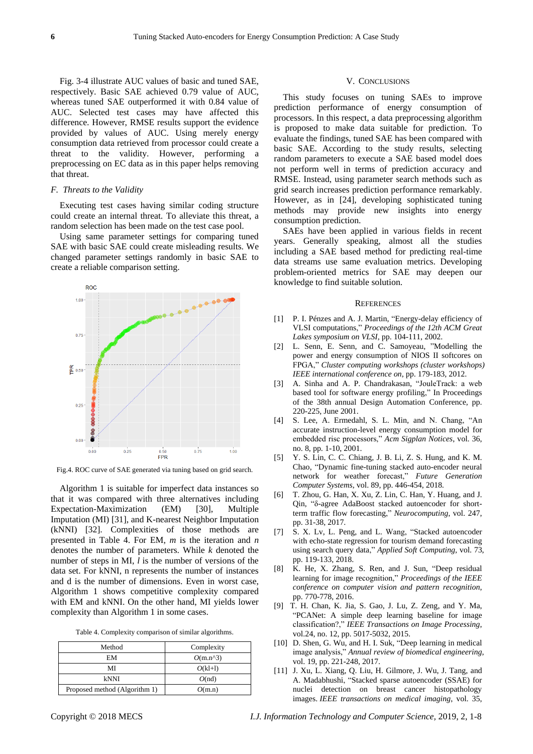Fig. 3-4 illustrate AUC values of basic and tuned SAE, respectively. Basic SAE achieved 0.79 value of AUC, whereas tuned SAE outperformed it with 0.84 value of AUC. Selected test cases may have affected this difference. However, RMSE results support the evidence provided by values of AUC. Using merely energy consumption data retrieved from processor could create a threat to the validity. However, performing a preprocessing on EC data as in this paper helps removing that threat.

### *F. Threats to the Validity*

Executing test cases having similar coding structure could create an internal threat. To alleviate this threat, a random selection has been made on the test case pool.

Using same parameter settings for comparing tuned SAE with basic SAE could create misleading results. We changed parameter settings randomly in basic SAE to create a reliable comparison setting.

Fig.4. ROC curve of SAE generated via tuning based on grid search.

Algorithm 1 is suitable for imperfect data instances so that it was compared with three alternatives including Expectation-Maximization (EM) [30], Multiple Imputation (MI) [31], and K-nearest Neighbor Imputation (kNNI) [32]. Complexities of those methods are presented in Table 4. For EM, *m* is the iteration and *n* denotes the number of parameters. While *k* denoted the number of steps in MI, *l* is the number of versions of the data set. For kNNI, n represents the number of instances and d is the number of dimensions. Even in worst case, Algorithm 1 shows competitive complexity compared with EM and kNNI. On the other hand, MI yields lower complexity than Algorithm 1 in some cases.

Table 4. Complexity comparison of similar algorithms.

| Method | Complexity |
|---|---|
| EM | $O$(m.n^3) |
| MI | $O$(kl+l) |
| kNNI | $O$(nd) |
| Proposed method (Algorithm 1) | $O$(m.n) |

## V. Conclusions

This study focuses on tuning SAEs to improve prediction performance of energy consumption of processors. In this respect, a data preprocessing algorithm is proposed to make data suitable for prediction. To evaluate the findings, tuned SAE has been compared with basic SAE. According to the study results, selecting random parameters to execute a SAE based model does not perform well in terms of prediction accuracy and RMSE. Instead, using parameter search methods such as grid search increases prediction performance remarkably. However, as in [24], developing sophisticated tuning methods may provide new insights into energy consumption prediction.

SAEs have been applied in various fields in recent years. Generally speaking, almost all the studies including a SAE based method for predicting real-time data streams use same evaluation metrics. Developing problem-oriented metrics for SAE may deepen our knowledge to find suitable solution.

## References

[1] P. I. Pénzes and A. J. Martin, "Energy-delay efficiency of VLSI computations," *Proceedings of the 12th ACM Great Lakes symposium on VLSI*, pp. 104-111, 2002.

[2] L. Senn, E. Senn, and C. Samoyeau, "Modelling the power and energy consumption of NIOS II softcores on FPGA," *Cluster computing workshops (cluster workshops) IEEE international conference on*, pp. 179-183, 2012.

[3] A. Sinha and A. P. Chandrakasan, "JouleTrack: a web based tool for software energy profiling," In Proceedings of the 38th annual Design Automation Conference, pp. 220-225, June 2001.

[4] S. Lee, A. Ermedahl, S. L. Min, and N. Chang, "An accurate instruction-level energy consumption model for embedded risc processors," *Acm Sigplan Notices*, vol. 36, no. 8, pp. 1-10, 2001.

[5] Y. S. Lin, C. C. Chiang, J. B. Li, Z. S. Hung, and K. M. Chao, "Dynamic fine-tuning stacked auto-encoder neural network for weather forecast," *Future Generation Computer Systems*, vol. 89, pp. 446-454, 2018.

[6] T. Zhou, G. Han, X. Xu, Z. Lin, C. Han, Y. Huang, and J. Qin, "δ-agree AdaBoost stacked autoencoder for short-term traffic flow forecasting," *Neurocomputing*, vol. 247, pp. 31-38, 2017.

[7] S. X. Lv, L. Peng, and L. Wang, "Stacked autoencoder with echo-state regression for tourism demand forecasting using search query data," *Applied Soft Computing*, vol. 73, pp. 119-133, 2018.

[8] K. He, X. Zhang, S. Ren, and J. Sun, "Deep residual learning for image recognition," *Proceedings of the IEEE conference on computer vision and pattern recognition*, pp. 770-778, 2016.

[9] T. H. Chan, K. Jia, S. Gao, J. Lu, Z. Zeng, and Y. Ma, "PCANet: A simple deep learning baseline for image classification?," *IEEE Transactions on Image Processing*, vol.24, no. 12, pp. 5017-5032, 2015.

[10] D. Shen, G. Wu, and H. I. Suk, "Deep learning in medical image analysis," *Annual review of biomedical engineering*, vol. 19, pp. 221-248, 2017.

[11] J. Xu, L. Xiang, Q. Liu, H. Gilmore, J. Wu, J. Tang, and A. Madabhushi, "Stacked sparse autoencoder (SSAE) for nuclei detection on breast cancer histopathology images. *IEEE transactions on medical imaging*, vol. 35,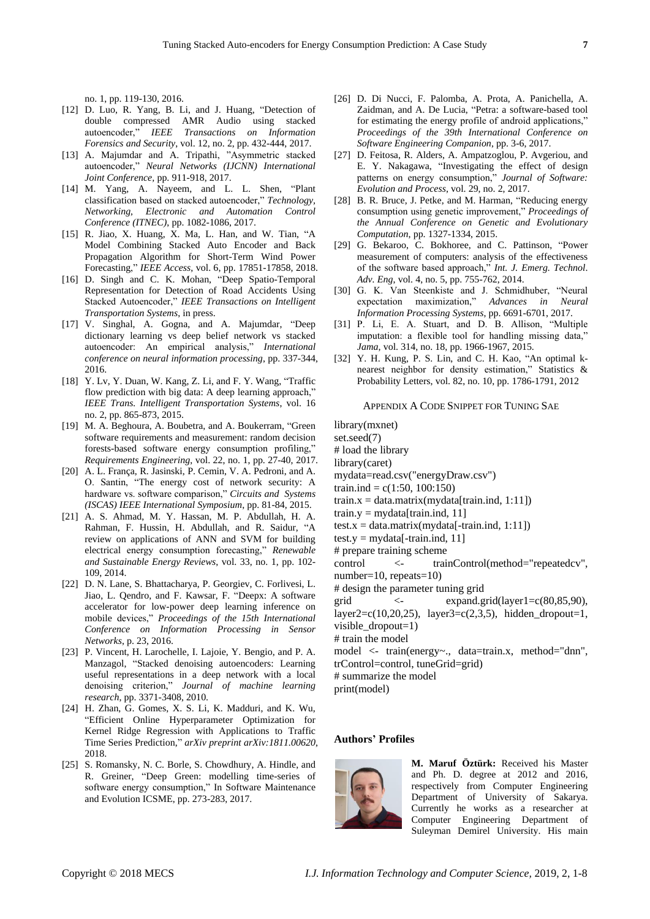no. 1, pp. 119-130, 2016.

[12] D. Luo, R. Yang, B. Li, and J. Huang, "Detection of double compressed AMR Audio using stacked autoencoder," *IEEE Transactions on Information Forensics and Security*, vol. 12, no. 2, pp. 432-444, 2017.

[13] A. Majumdar and A. Tripathi, "Asymmetric stacked autoencoder," *Neural Networks (IJCNN) International Joint Conference*, pp. 911-918, 2017.

[14] M. Yang, A. Nayeem, and L. L. Shen, "Plant classification based on stacked autoencoder," *Technology, Networking, Electronic and Automation Control Conference (ITNEC)*, pp. 1082-1086, 2017.

[15] R. Jiao, X. Huang, X. Ma, L. Han, and W. Tian, "A Model Combining Stacked Auto Encoder and Back Propagation Algorithm for Short-Term Wind Power Forecasting," *IEEE Access*, vol. 6, pp. 17851-17858, 2018.

[16] D. Singh and C. K. Mohan, "Deep Spatio-Temporal Representation for Detection of Road Accidents Using Stacked Autoencoder," *IEEE Transactions on Intelligent Transportation Systems*, in press.

[17] V. Singhal, A. Gogna, and A. Majumdar, "Deep dictionary learning vs deep belief network vs stacked autoencoder: An empirical analysis," *International conference on neural information processing*, pp. 337-344, 2016.

[18] Y. Lv, Y. Duan, W. Kang, Z. Li, and F. Y. Wang, "Traffic flow prediction with big data: A deep learning approach," *IEEE Trans. Intelligent Transportation Systems*, vol. 16 no. 2, pp. 865-873, 2015.

[19] M. A. Beghoura, A. Boubetra, and A. Boukerram, "Green software requirements and measurement: random decision forests-based software energy consumption profiling," *Requirements Engineering*, vol. 22, no. 1, pp. 27-40, 2017.

[20] A. L. França, R. Jasinski, P. Cemin, V. A. Pedroni, and A. O. Santin, "The energy cost of network security: A hardware vs. software comparison," *Circuits and Systems (ISCAS) IEEE International Symposium*, pp. 81-84, 2015.

[21] A. S. Ahmad, M. Y. Hassan, M. P. Abdullah, H. A. Rahman, F. Hussin, H. Abdullah, and R. Saidur, "A review on applications of ANN and SVM for building electrical energy consumption forecasting," *Renewable and Sustainable Energy Reviews*, vol. 33, no. 1, pp. 102-109, 2014.

[22] D. N. Lane, S. Bhattacharya, P. Georgiev, C. Forlivesi, L. Jiao, L. Qendro, and F. Kawsar, F. "Deepx: A software accelerator for low-power deep learning inference on mobile devices," *Proceedings of the 15th International Conference on Information Processing in Sensor Networks*, p. 23, 2016.

[23] P. Vincent, H. Larochelle, I. Lajoie, Y. Bengio, and P. A. Manzagol, "Stacked denoising autoencoders: Learning useful representations in a deep network with a local denoising criterion," *Journal of machine learning research*, pp. 3371-3408, 2010.

[24] H. Zhan, G. Gomes, X. S. Li, K. Madduri, and K. Wu, "Efficient Online Hyperparameter Optimization for Kernel Ridge Regression with Applications to Traffic Time Series Prediction," *arXiv preprint arXiv:1811.00620*, 2018.

[25] S. Romansky, N. C. Borle, S. Chowdhury, A. Hindle, and R. Greiner, "Deep Green: modelling time-series of software energy consumption," In Software Maintenance and Evolution ICSME, pp. 273-283, 2017.

[26] D. Di Nucci, F. Palomba, A. Prota, A. Panichella, A. Zaidman, and A. De Lucia, "Petra: a software-based tool for estimating the energy profile of android applications," *Proceedings of the 39th International Conference on Software Engineering Companion*, pp. 3-6, 2017.

[27] D. Feitosa, R. Alders, A. Ampatzoglou, P. Avgeriou, and E. Y. Nakagawa, "Investigating the effect of design patterns on energy consumption," *Journal of Software: Evolution and Process*, vol. 29, no. 2, 2017.

[28] B. R. Bruce, J. Petke, and M. Harman, "Reducing energy consumption using genetic improvement," *Proceedings of the Annual Conference on Genetic and Evolutionary Computation*, pp. 1327-1334, 2015.

[29] G. Bekaroo, C. Bokhoree, and C. Pattinson, "Power measurement of computers: analysis of the effectiveness of the software based approach," *Int. J. Emerg. Technol. Adv. Eng*, vol. 4, no. 5, pp. 755-762, 2014.

[30] G. K. Van Steenkiste and J. Schmidhuber, "Neural expectation maximization," *Advances in Neural Information Processing Systems*, pp. 6691-6701, 2017.

[31] P. Li, E. A. Stuart, and D. B. Allison, "Multiple imputation: a flexible tool for handling missing data," *Jama*, vol. 314, no. 18, pp. 1966-1967, 2015.

[32] Y. H. Kung, P. S. Lin, and C. H. Kao, "An optimal k-nearest neighbor for density estimation," Statistics & Probability Letters, vol. 82, no. 10, pp. 1786-1791, 2012

## Appendix A Code Snippet for Tuning SAE

```
library(mxnet)
set.seed(7)
# load the library
library(caret)
mydata=read.csv("energyDraw.csv")
train.ind = c(1:50, 100:150)
train.x = data.matrix(mydata[train.ind, 1:11])
train.y = mydata[train.ind, 11]
test.x = data.matrix(mydata[-train.ind, 1:11])
test.y = mydata[-train.ind, 11]
# prepare training scheme
control <- trainControl(method="repeatedcv", number=10, repeats=10)
# design the parameter tuning grid
grid <- expand.grid(layer1=c(80,85,90), layer2=c(10,20,25), layer3=c(2,3,5), hidden_dropout=1, visible_dropout=1)
# train the model
model <- train(energy~., data=train.x, method="dnn", trControl=control, tuneGrid=grid)
# summarize the model
print(model)
```

**Authors' Profiles**

**M. Maruf Öztürk:** Received his Master and Ph. D. degree at 2012 and 2016, respectively from Computer Engineering Department of University of Sakarya. Currently he works as a researcher at Computer Engineering Department of Suleyman Demirel University. His main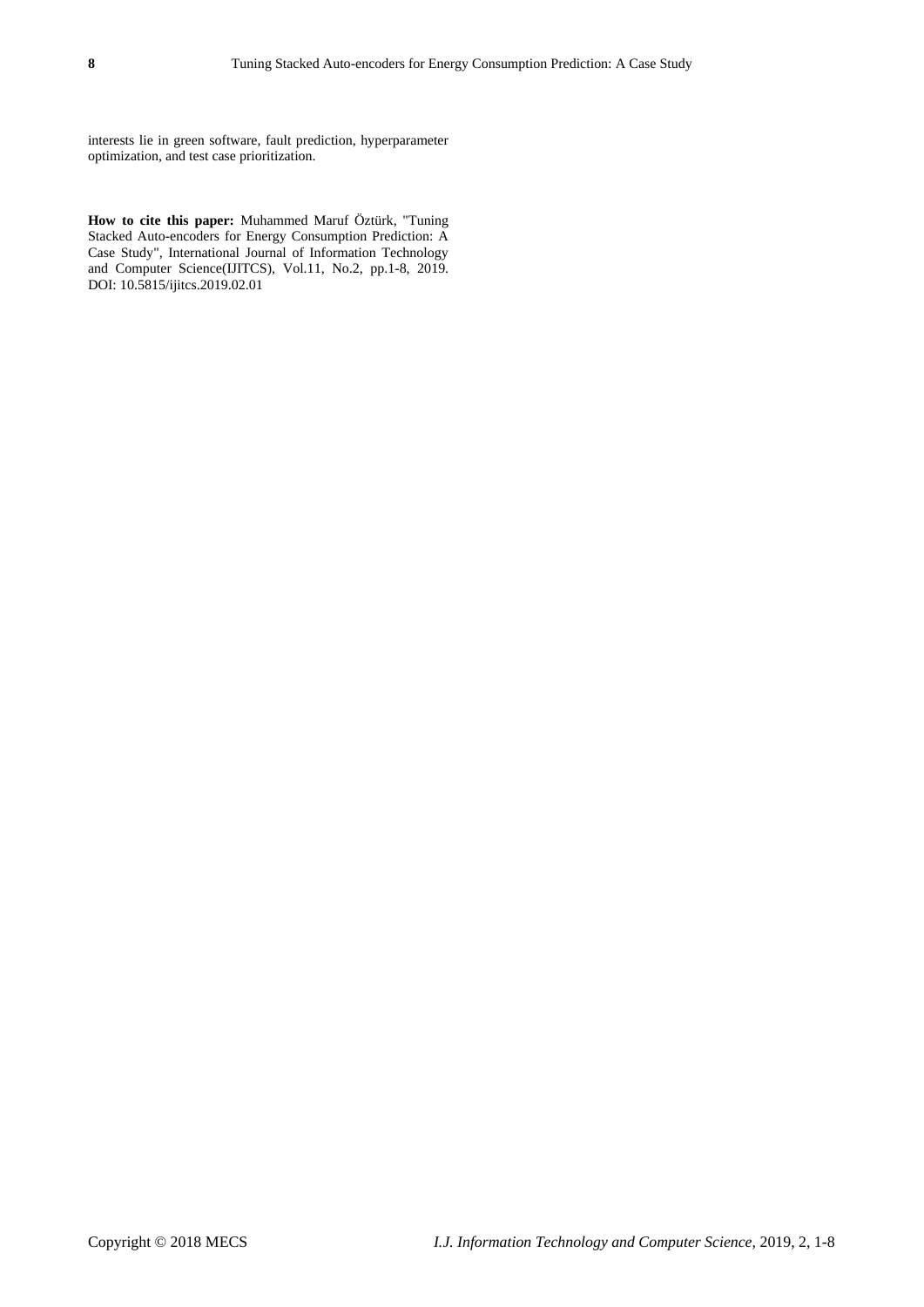interests lie in green software, fault prediction, hyperparameter optimization, and test case prioritization.

**How to cite this paper:** Muhammed Maruf Öztürk, "Tuning Stacked Auto-encoders for Energy Consumption Prediction: A Case Study", International Journal of Information Technology and Computer Science(IJITCS), Vol.11, No.2, pp.1-8, 2019. DOI: 10.5815/ijitcs.2019.02.01